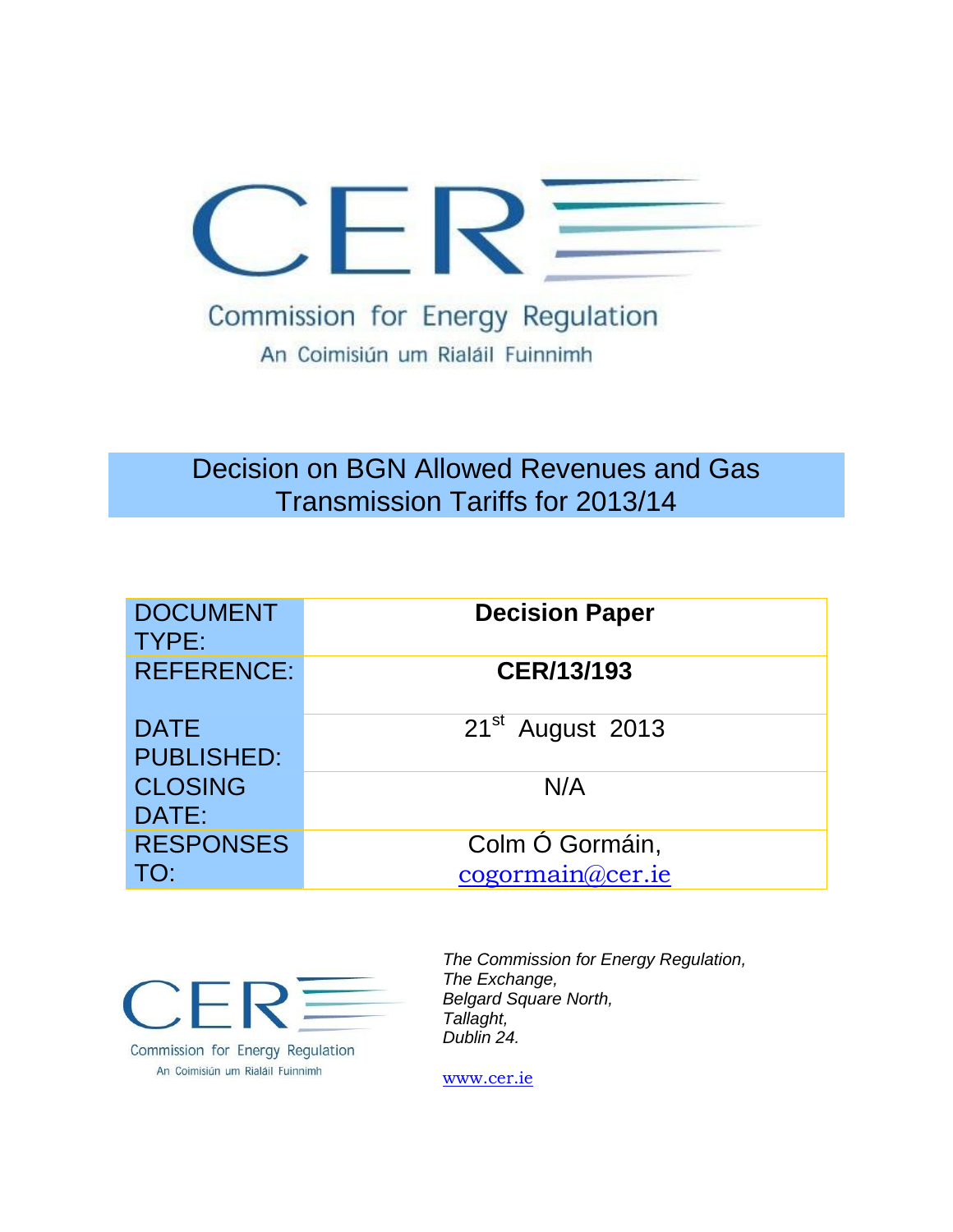Commission for Energy Regulation

An Coimisiún um Rialáil Fuinnimh

# Decision on BGN Allowed Revenues and Gas Transmission Tariffs for 2013/14

| | |
|---|---|
| DOCUMENT TYPE: | **Decision Paper** |
| REFERENCE: | **CER/13/193** |
| DATE PUBLISHED: | 21st August 2013 |
| CLOSING DATE: | N/A |
| RESPONSES TO: | Colm Ó Gormáin, cogormain@cer.ie |

Commission for Energy Regulation

An Coimisiún um Rialáil Fuinnimh

*The Commission for Energy Regulation,*
*The Exchange,*
*Belgard Square North,*
*Tallaght,*
*Dublin 24.*

www.cer.ie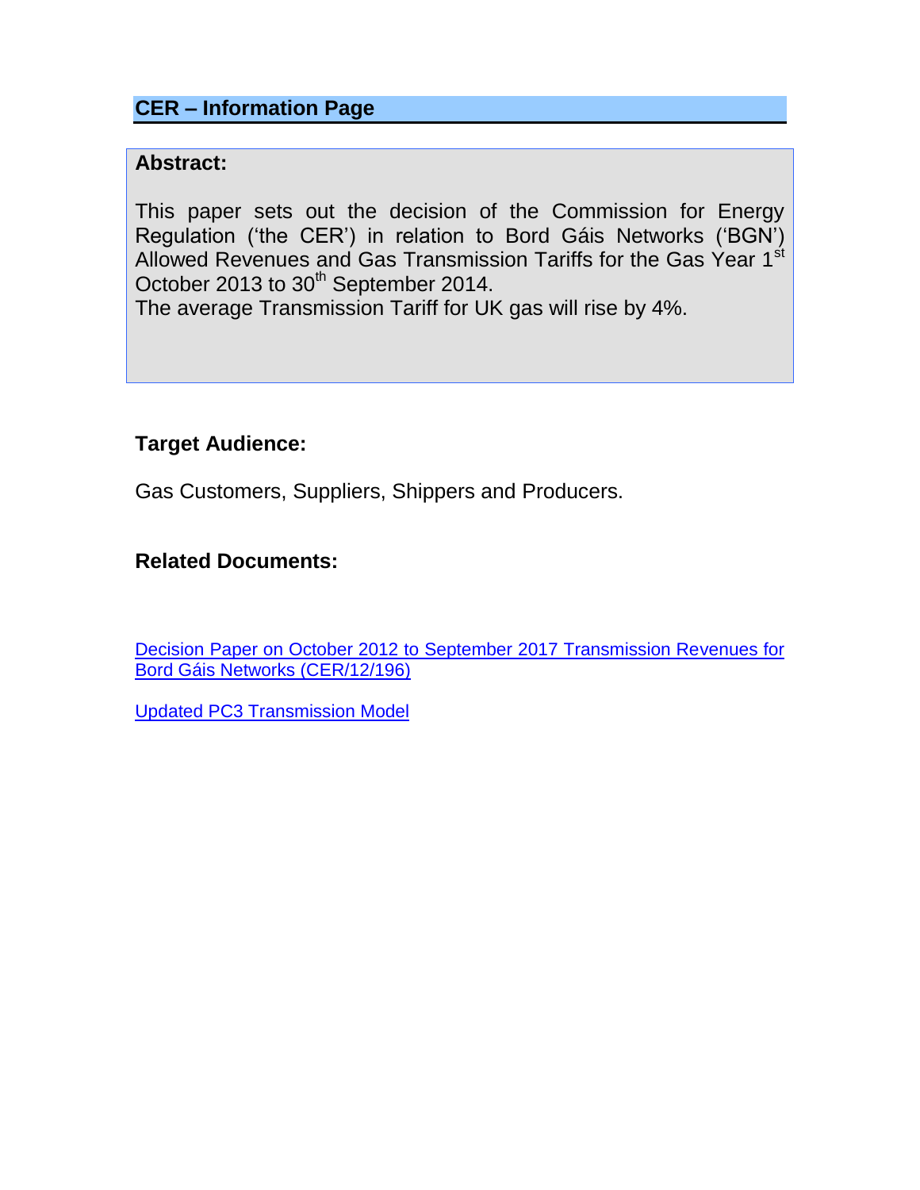## CER – Information Page

**Abstract:**

This paper sets out the decision of the Commission for Energy Regulation ('the CER') in relation to Bord Gáis Networks ('BGN') Allowed Revenues and Gas Transmission Tariffs for the Gas Year 1st October 2013 to 30th September 2014.
The average Transmission Tariff for UK gas will rise by 4%.

**Target Audience:**

Gas Customers, Suppliers, Shippers and Producers.

**Related Documents:**

Decision Paper on October 2012 to September 2017 Transmission Revenues for Bord Gáis Networks (CER/12/196)

Updated PC3 Transmission Model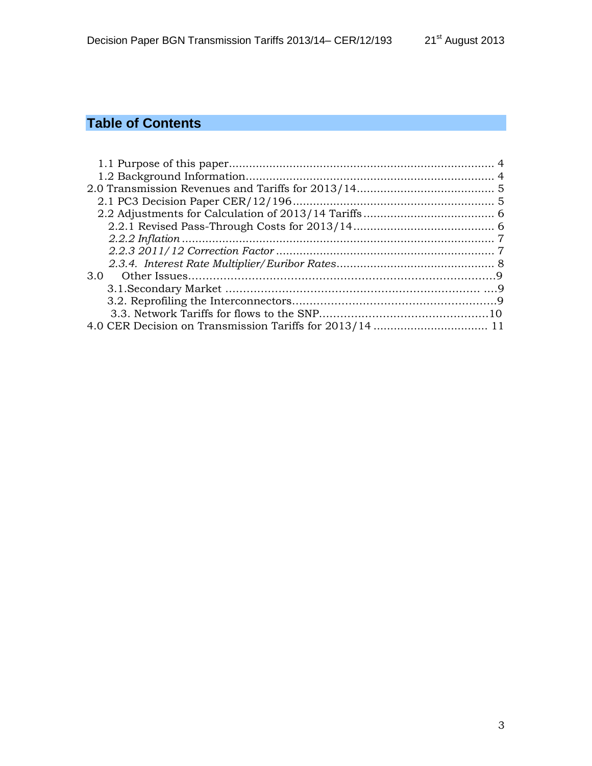## Table of Contents

1.1 Purpose of this paper............................................................................ 4
1.2 Background Information......................................................................... 4
2.0 Transmission Revenues and Tariffs for 2013/14........................................ 5
2.1 PC3 Decision Paper CER/12/196........................................................... 5
2.2 Adjustments for Calculation of 2013/14 Tariffs....................................... 6
2.2.1 Revised Pass-Through Costs for 2013/14.......................................... 6
*2.2.2 Inflation* ............................................................................................ 7
*2.2.3 2011/12 Correction Factor* ................................................................ 7
*2.3.4. Interest Rate Multiplier/Euribor Rates*............................................... 8
3.0 Other Issues.........................................................................................9
3.1.Secondary Market ........................................................................... ....9
3.2. Reprofiling the Interconnectors..........................................................9
3.3. Network Tariffs for flows to the SNP................................................10
4.0 CER Decision on Transmission Tariffs for 2013/14 ................................. 11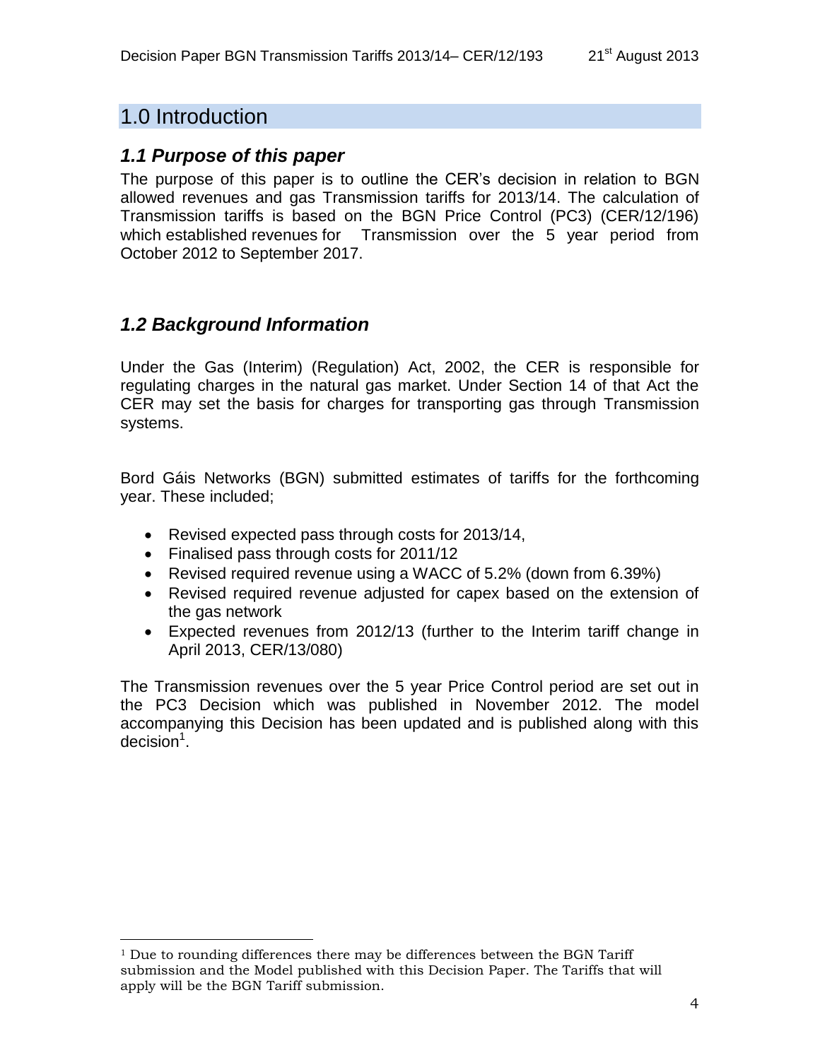# 1.0 Introduction

## *1.1 Purpose of this paper*

The purpose of this paper is to outline the CER's decision in relation to BGN allowed revenues and gas Transmission tariffs for 2013/14. The calculation of Transmission tariffs is based on the BGN Price Control (PC3) (CER/12/196) which established revenues for Transmission over the 5 year period from October 2012 to September 2017.

## *1.2 Background Information*

Under the Gas (Interim) (Regulation) Act, 2002, the CER is responsible for regulating charges in the natural gas market. Under Section 14 of that Act the CER may set the basis for charges for transporting gas through Transmission systems.

Bord Gáis Networks (BGN) submitted estimates of tariffs for the forthcoming year. These included;

- Revised expected pass through costs for 2013/14,
- Finalised pass through costs for 2011/12
- Revised required revenue using a WACC of 5.2% (down from 6.39%)
- Revised required revenue adjusted for capex based on the extension of the gas network
- Expected revenues from 2012/13 (further to the Interim tariff change in April 2013, CER/13/080)

The Transmission revenues over the 5 year Price Control period are set out in the PC3 Decision which was published in November 2012. The model accompanying this Decision has been updated and is published along with this decision[1].

[1] Due to rounding differences there may be differences between the BGN Tariff submission and the Model published with this Decision Paper. The Tariffs that will apply will be the BGN Tariff submission.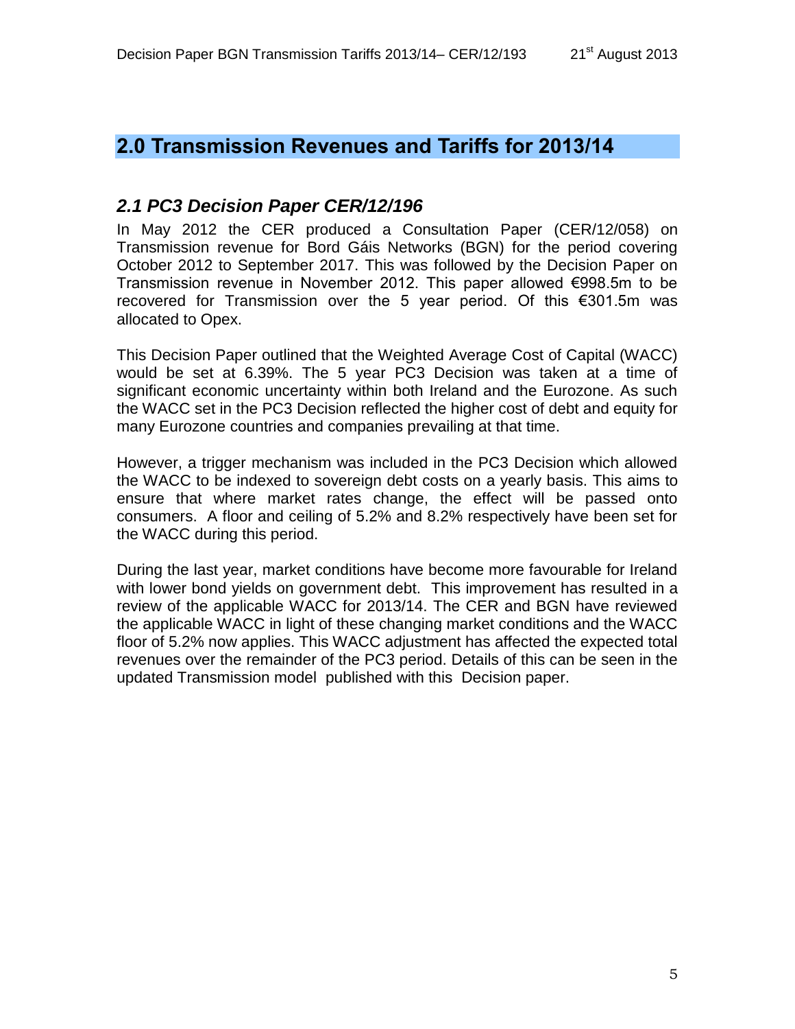## 2.0 Transmission Revenues and Tariffs for 2013/14

### *2.1 PC3 Decision Paper CER/12/196*

In May 2012 the CER produced a Consultation Paper (CER/12/058) on Transmission revenue for Bord Gáis Networks (BGN) for the period covering October 2012 to September 2017. This was followed by the Decision Paper on Transmission revenue in November 2012. This paper allowed €998.5m to be recovered for Transmission over the 5 year period. Of this €301.5m was allocated to Opex.

This Decision Paper outlined that the Weighted Average Cost of Capital (WACC) would be set at 6.39%. The 5 year PC3 Decision was taken at a time of significant economic uncertainty within both Ireland and the Eurozone. As such the WACC set in the PC3 Decision reflected the higher cost of debt and equity for many Eurozone countries and companies prevailing at that time.

However, a trigger mechanism was included in the PC3 Decision which allowed the WACC to be indexed to sovereign debt costs on a yearly basis. This aims to ensure that where market rates change, the effect will be passed onto consumers. A floor and ceiling of 5.2% and 8.2% respectively have been set for the WACC during this period.

During the last year, market conditions have become more favourable for Ireland with lower bond yields on government debt. This improvement has resulted in a review of the applicable WACC for 2013/14. The CER and BGN have reviewed the applicable WACC in light of these changing market conditions and the WACC floor of 5.2% now applies. This WACC adjustment has affected the expected total revenues over the remainder of the PC3 period. Details of this can be seen in the updated Transmission model published with this Decision paper.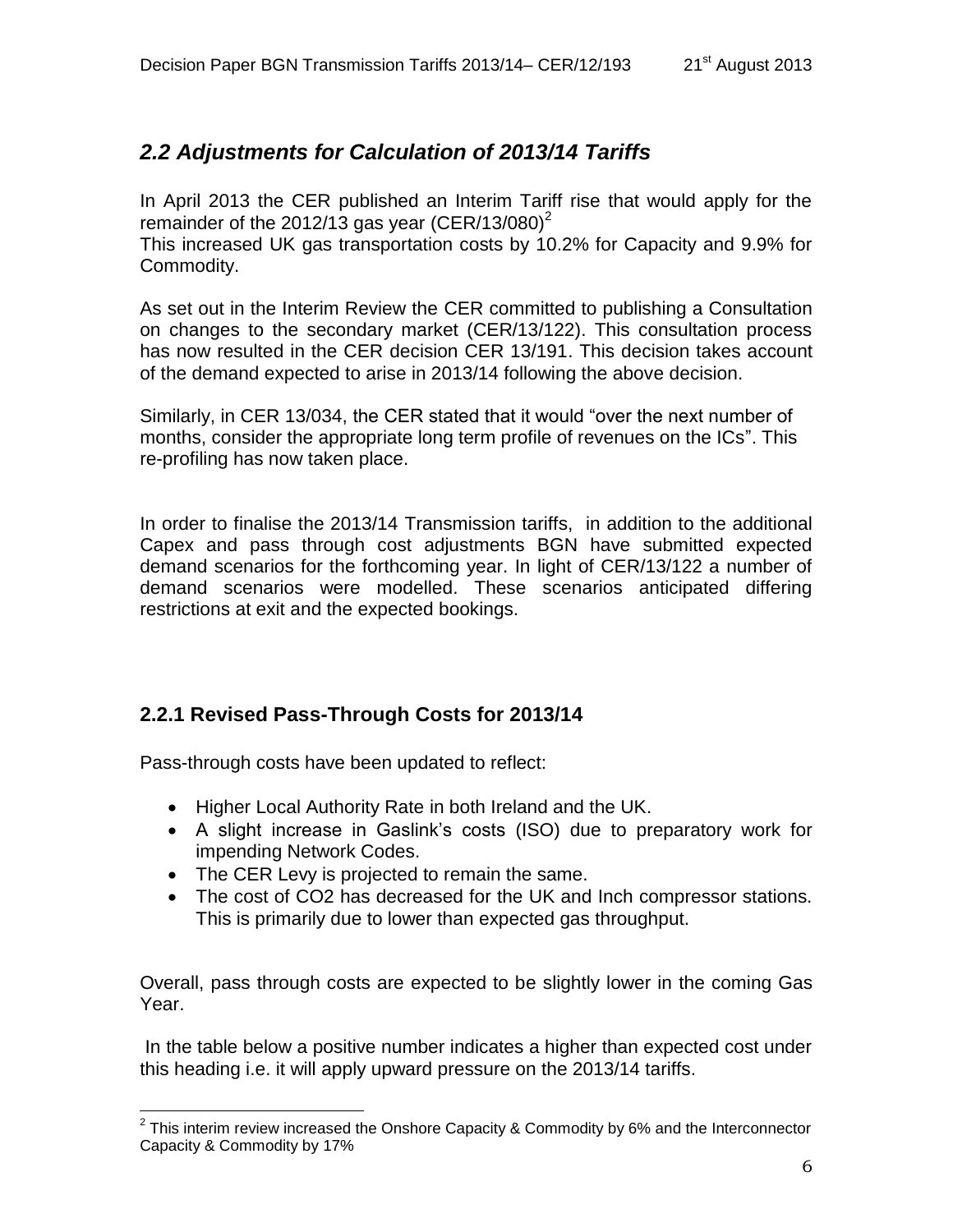## *2.2 Adjustments for Calculation of 2013/14 Tariffs*

In April 2013 the CER published an Interim Tariff rise that would apply for the remainder of the 2012/13 gas year (CER/13/080)[2]

This increased UK gas transportation costs by 10.2% for Capacity and 9.9% for Commodity.

As set out in the Interim Review the CER committed to publishing a Consultation on changes to the secondary market (CER/13/122). This consultation process has now resulted in the CER decision CER 13/191. This decision takes account of the demand expected to arise in 2013/14 following the above decision.

Similarly, in CER 13/034, the CER stated that it would "over the next number of months, consider the appropriate long term profile of revenues on the ICs". This re-profiling has now taken place.

In order to finalise the 2013/14 Transmission tariffs, in addition to the additional Capex and pass through cost adjustments BGN have submitted expected demand scenarios for the forthcoming year. In light of CER/13/122 a number of demand scenarios were modelled. These scenarios anticipated differing restrictions at exit and the expected bookings.

### 2.2.1 Revised Pass-Through Costs for 2013/14

Pass-through costs have been updated to reflect:

- Higher Local Authority Rate in both Ireland and the UK.
- A slight increase in Gaslink's costs (ISO) due to preparatory work for impending Network Codes.
- The CER Levy is projected to remain the same.
- The cost of $CO_2$ has decreased for the UK and Inch compressor stations. This is primarily due to lower than expected gas throughput.

Overall, pass through costs are expected to be slightly lower in the coming Gas Year.

In the table below a positive number indicates a higher than expected cost under this heading i.e. it will apply upward pressure on the 2013/14 tariffs.

[2] This interim review increased the Onshore Capacity & Commodity by 6% and the Interconnector Capacity & Commodity by 17%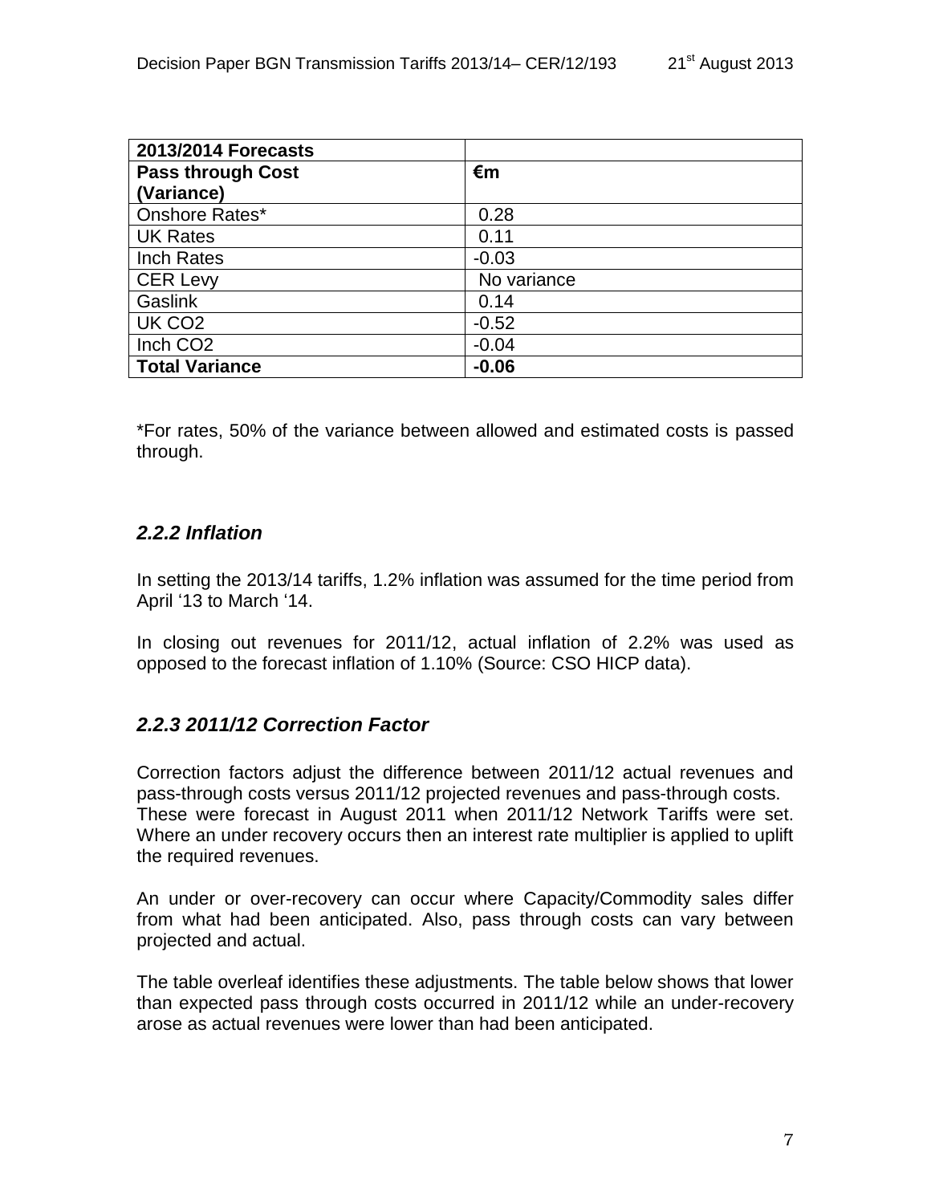| 2013/2014 Forecasts | |
|---|---|
| **Pass through Cost (Variance)** | **€m** |
| Onshore Rates* | 0.28 |
| UK Rates | 0.11 |
| Inch Rates | -0.03 |
| CER Levy | No variance |
| Gaslink | 0.14 |
| UK $CO_2$ | -0.52 |
| Inch $CO_2$ | -0.04 |
| **Total Variance** | **-0.06** |

*For rates, 50% of the variance between allowed and estimated costs is passed through.

### *2.2.2 Inflation*

In setting the 2013/14 tariffs, 1.2% inflation was assumed for the time period from April '13 to March '14.

In closing out revenues for 2011/12, actual inflation of 2.2% was used as opposed to the forecast inflation of 1.10% (Source: CSO HICP data).

### *2.2.3 2011/12 Correction Factor*

Correction factors adjust the difference between 2011/12 actual revenues and pass-through costs versus 2011/12 projected revenues and pass-through costs. These were forecast in August 2011 when 2011/12 Network Tariffs were set. Where an under recovery occurs then an interest rate multiplier is applied to uplift the required revenues.

An under or over-recovery can occur where Capacity/Commodity sales differ from what had been anticipated. Also, pass through costs can vary between projected and actual.

The table overleaf identifies these adjustments. The table below shows that lower than expected pass through costs occurred in 2011/12 while an under-recovery arose as actual revenues were lower than had been anticipated.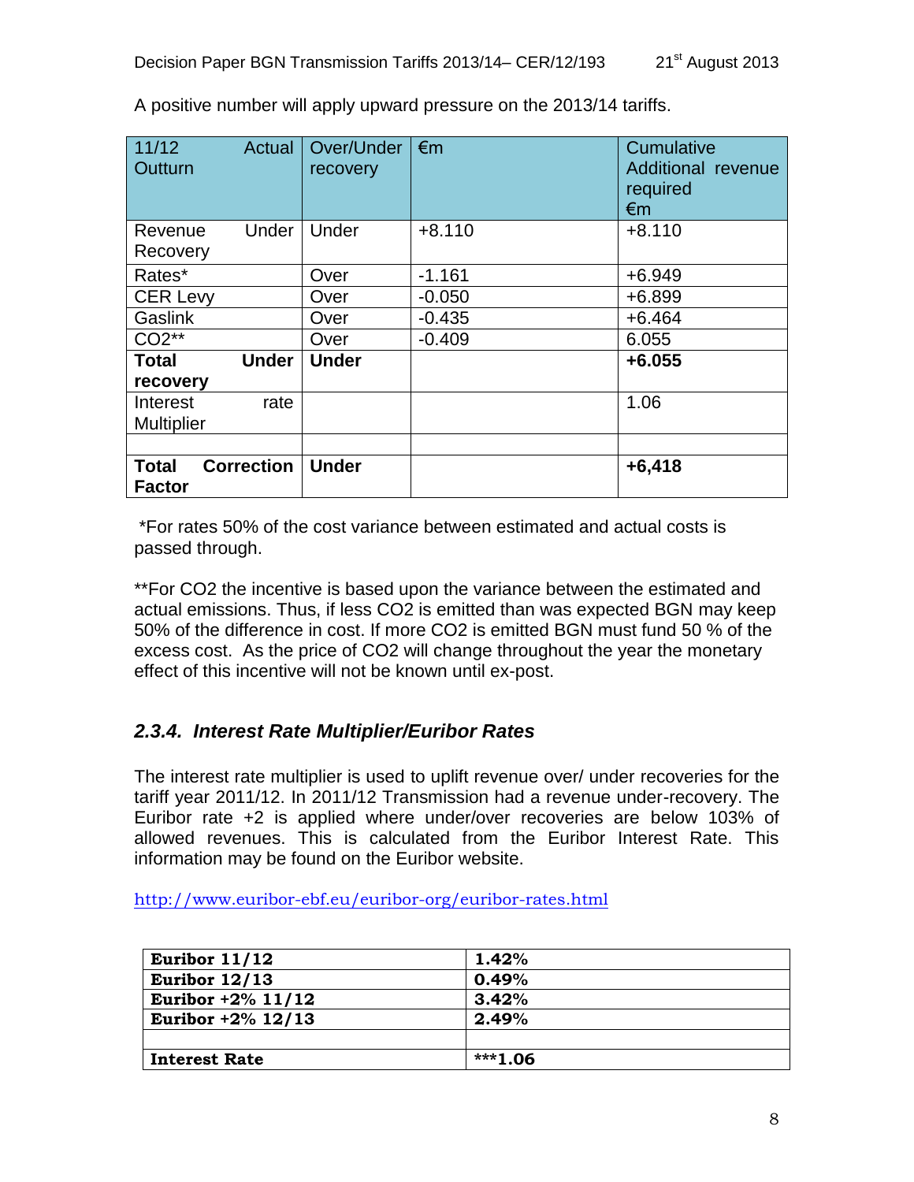A positive number will apply upward pressure on the 2013/14 tariffs.

| 11/12 Actual Outturn | Over/Under recovery | €m | Cumulative Additional revenue required €m |
|---|---|---|---|
| Revenue Under Recovery | Under | +8.110 | +8.110 |
| Rates* | Over | -1.161 | +6.949 |
| CER Levy | Over | -0.050 | +6.899 |
| Gaslink | Over | -0.435 | +6.464 |
| CO2** | Over | -0.409 | 6.055 |
| **Total Under recovery** | **Under** | | **+6.055** |
| Interest rate Multiplier | | | 1.06 |
| | | | |
| **Total Correction Factor** | **Under** | | **+6,418** |

*For rates 50% of the cost variance between estimated and actual costs is passed through.

**For CO2 the incentive is based upon the variance between the estimated and actual emissions. Thus, if less CO2 is emitted than was expected BGN may keep 50% of the difference in cost. If more CO2 is emitted BGN must fund 50 % of the excess cost. As the price of CO2 will change throughout the year the monetary effect of this incentive will not be known until ex-post.

### *2.3.4. Interest Rate Multiplier/Euribor Rates*

The interest rate multiplier is used to uplift revenue over/ under recoveries for the tariff year 2011/12. In 2011/12 Transmission had a revenue under-recovery. The Euribor rate +2 is applied where under/over recoveries are below 103% of allowed revenues. This is calculated from the Euribor Interest Rate. This information may be found on the Euribor website.

http://www.euribor-ebf.eu/euribor-org/euribor-rates.html

| **Euribor 11/12** | **1.42%** |
|---|---|
| **Euribor 12/13** | **0.49%** |
| **Euribor +2% 11/12** | **3.42%** |
| **Euribor +2% 12/13** | **2.49%** |
| | |
| **Interest Rate** | **\*\*\*1.06** |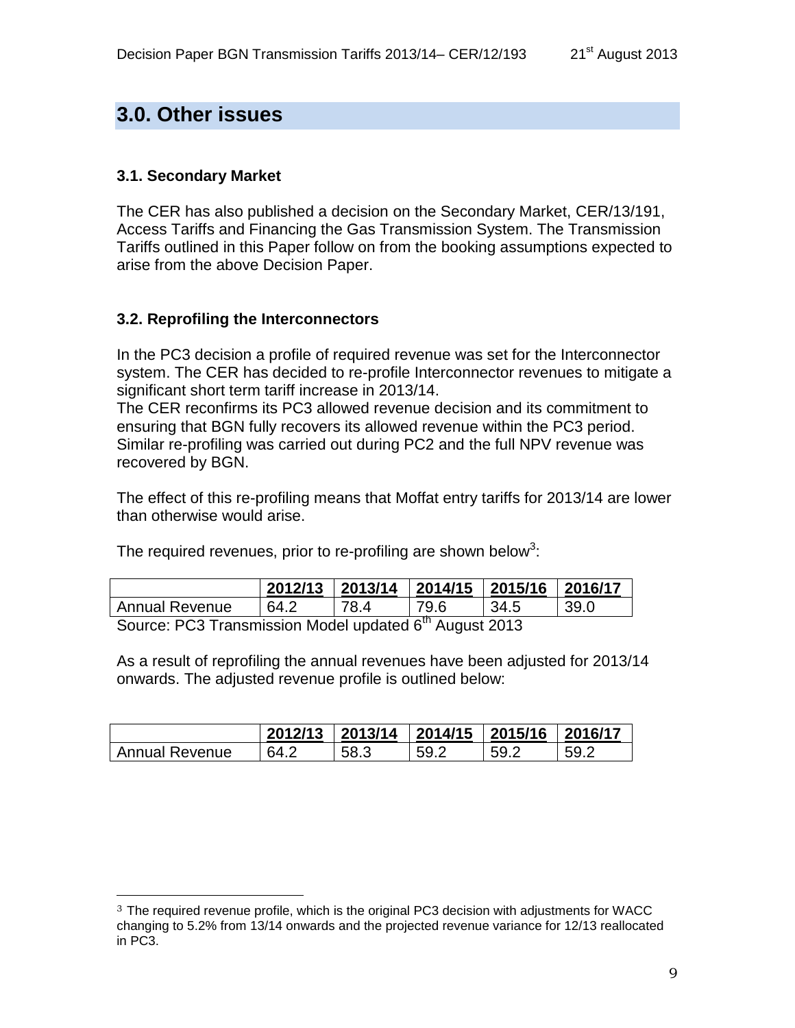## 3.0. Other issues

### 3.1. Secondary Market

The CER has also published a decision on the Secondary Market, CER/13/191, Access Tariffs and Financing the Gas Transmission System. The Transmission Tariffs outlined in this Paper follow on from the booking assumptions expected to arise from the above Decision Paper.

### 3.2. Reprofiling the Interconnectors

In the PC3 decision a profile of required revenue was set for the Interconnector system. The CER has decided to re-profile Interconnector revenues to mitigate a significant short term tariff increase in 2013/14.

The CER reconfirms its PC3 allowed revenue decision and its commitment to ensuring that BGN fully recovers its allowed revenue within the PC3 period. Similar re-profiling was carried out during PC2 and the full NPV revenue was recovered by BGN.

The effect of this re-profiling means that Moffat entry tariffs for 2013/14 are lower than otherwise would arise.

The required revenues, prior to re-profiling are shown below[3]:

| | 2012/13 | 2013/14 | 2014/15 | 2015/16 | 2016/17 |
|---|---|---|---|---|---|
| Annual Revenue | 64.2 | 78.4 | 79.6 | 34.5 | 39.0 |

Source: PC3 Transmission Model updated 6th August 2013

As a result of reprofiling the annual revenues have been adjusted for 2013/14 onwards. The adjusted revenue profile is outlined below:

| | 2012/13 | 2013/14 | 2014/15 | 2015/16 | 2016/17 |
|---|---|---|---|---|---|
| Annual Revenue | 64.2 | 58.3 | 59.2 | 59.2 | 59.2 |

[3] The required revenue profile, which is the original PC3 decision with adjustments for WACC changing to 5.2% from 13/14 onwards and the projected revenue variance for 12/13 reallocated in PC3.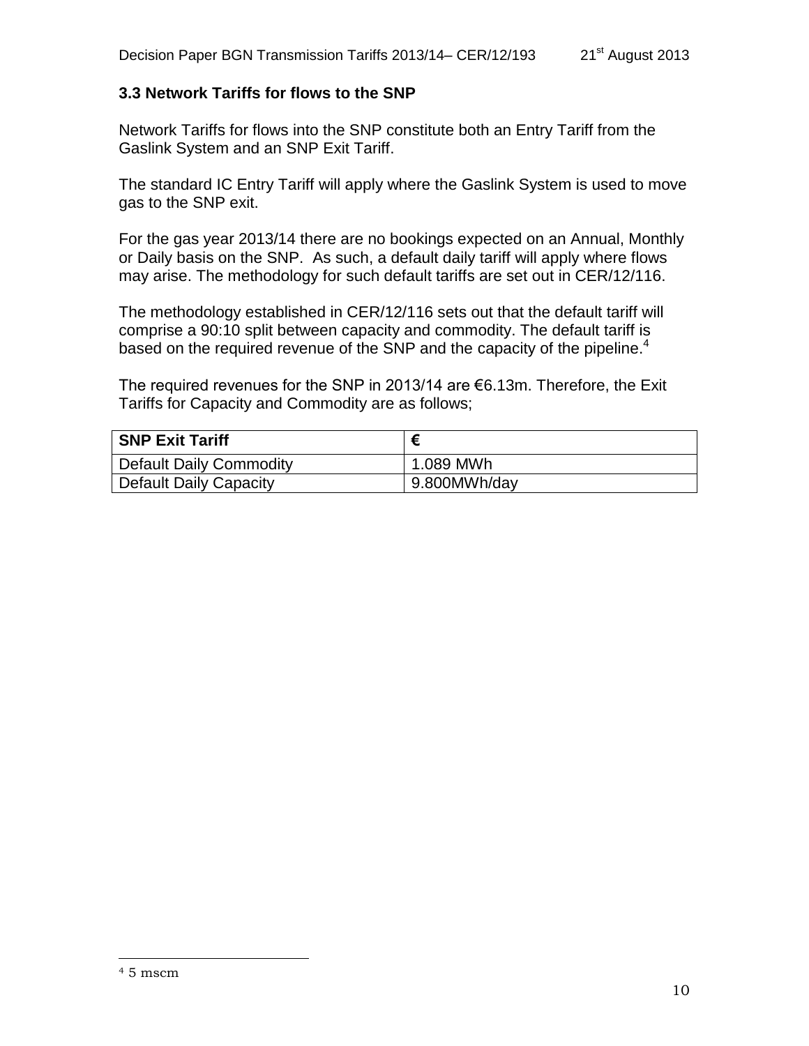### 3.3 Network Tariffs for flows to the SNP

Network Tariffs for flows into the SNP constitute both an Entry Tariff from the Gaslink System and an SNP Exit Tariff.

The standard IC Entry Tariff will apply where the Gaslink System is used to move gas to the SNP exit.

For the gas year 2013/14 there are no bookings expected on an Annual, Monthly or Daily basis on the SNP. As such, a default daily tariff will apply where flows may arise. The methodology for such default tariffs are set out in CER/12/116.

The methodology established in CER/12/116 sets out that the default tariff will comprise a 90:10 split between capacity and commodity. The default tariff is based on the required revenue of the SNP and the capacity of the pipeline.[4]

The required revenues for the SNP in 2013/14 are €6.13m. Therefore, the Exit Tariffs for Capacity and Commodity are as follows;

| **SNP Exit Tariff** | **€** |
|---|---|
| Default Daily Commodity | 1.089 MWh |
| Default Daily Capacity | 9.800MWh/day |

---

[4] 5 mscm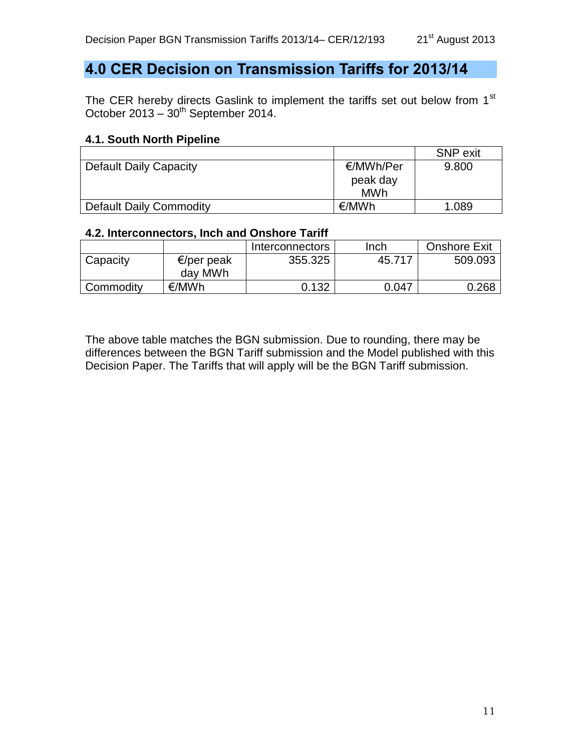# 4.0 CER Decision on Transmission Tariffs for 2013/14

The CER hereby directs Gaslink to implement the tariffs set out below from 1st October 2013 – 30th September 2014.

### 4.1. South North Pipeline

| | | SNP exit |
|---|---|---|
| Default Daily Capacity | €/MWh/Per peak day MWh | 9.800 |
| Default Daily Commodity | €/MWh | 1.089 |

### 4.2. Interconnectors, Inch and Onshore Tariff

| | | Interconnectors | Inch | Onshore Exit |
|---|---|---|---|---|
| Capacity | €/per peak day MWh | 355.325 | 45.717 | 509.093 |
| Commodity | €/MWh | 0.132 | 0.047 | 0.268 |

The above table matches the BGN submission. Due to rounding, there may be differences between the BGN Tariff submission and the Model published with this Decision Paper. The Tariffs that will apply will be the BGN Tariff submission.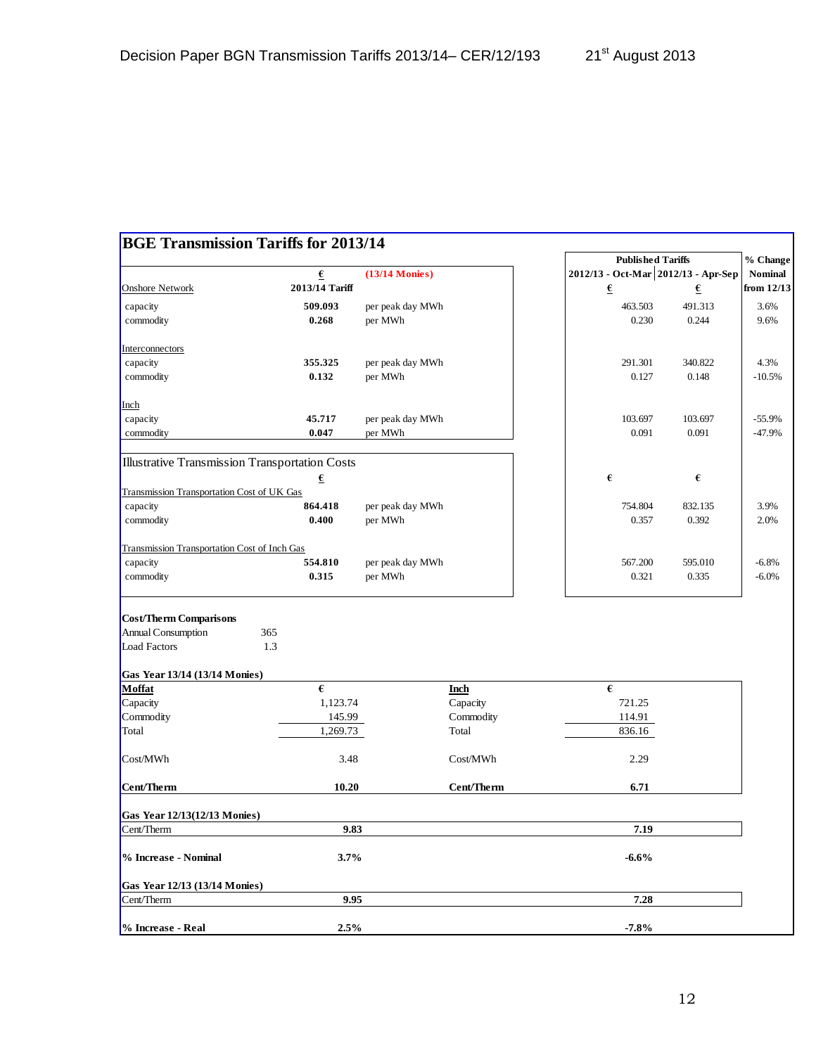## BGE Transmission Tariffs for 2013/14

| | € | (13/14 Monies) | Published Tariffs 2012/13 - Oct-Mar | 2012/13 - Apr-Sep | % Change Nominal from 12/13 |
|---|---|---|---|---|---|
| Onshore Network | 2013/14 Tariff | | € | € | |
| capacity | **509.093** | per peak day MWh | 463.503 | 491.313 | 3.6% |
| commodity | **0.268** | per MWh | 0.230 | 0.244 | 9.6% |
| Interconnectors | | | | | |
| capacity | **355.325** | per peak day MWh | 291.301 | 340.822 | 4.3% |
| commodity | **0.132** | per MWh | 0.127 | 0.148 | -10.5% |
| Inch | | | | | |
| capacity | **45.717** | per peak day MWh | 103.697 | 103.697 | -55.9% |
| commodity | **0.047** | per MWh | 0.091 | 0.091 | -47.9% |

| Illustrative Transmission Transportation Costs | € | | € | € | |
|---|---|---|---|---|---|
| Transmission Transportation Cost of UK Gas | | | | | |
| capacity | **864.418** | per peak day MWh | 754.804 | 832.135 | 3.9% |
| commodity | **0.400** | per MWh | 0.357 | 0.392 | 2.0% |
| Transmission Transportation Cost of Inch Gas | | | | | |
| capacity | **554.810** | per peak day MWh | 567.200 | 595.010 | -6.8% |
| commodity | **0.315** | per MWh | 0.321 | 0.335 | -6.0% |

**Cost/Therm Comparisons**

| | |
|---|---|
| Annual Consumption | 365 |
| Load Factors | 1.3 |

**Gas Year 13/14 (13/14 Monies)**

| **Moffat** | € | **Inch** | € |
|---|---|---|---|
| Capacity | 1,123.74 | Capacity | 721.25 |
| Commodity | 145.99 | Commodity | 114.91 |
| Total | 1,269.73 | Total | 836.16 |
| Cost/MWh | 3.48 | Cost/MWh | 2.29 |
| **Cent/Therm** | **10.20** | **Cent/Therm** | **6.71** |

| | Moffat | Inch |
|---|---|---|
| **Gas Year 12/13(12/13 Monies)** | | |
| Cent/Therm | **9.83** | **7.19** |
| **% Increase - Nominal** | **3.7%** | **-6.6%** |
| **Gas Year 12/13 (13/14 Monies)** | | |
| Cent/Therm | **9.95** | **7.28** |
| **% Increase - Real** | **2.5%** | **-7.8%** |